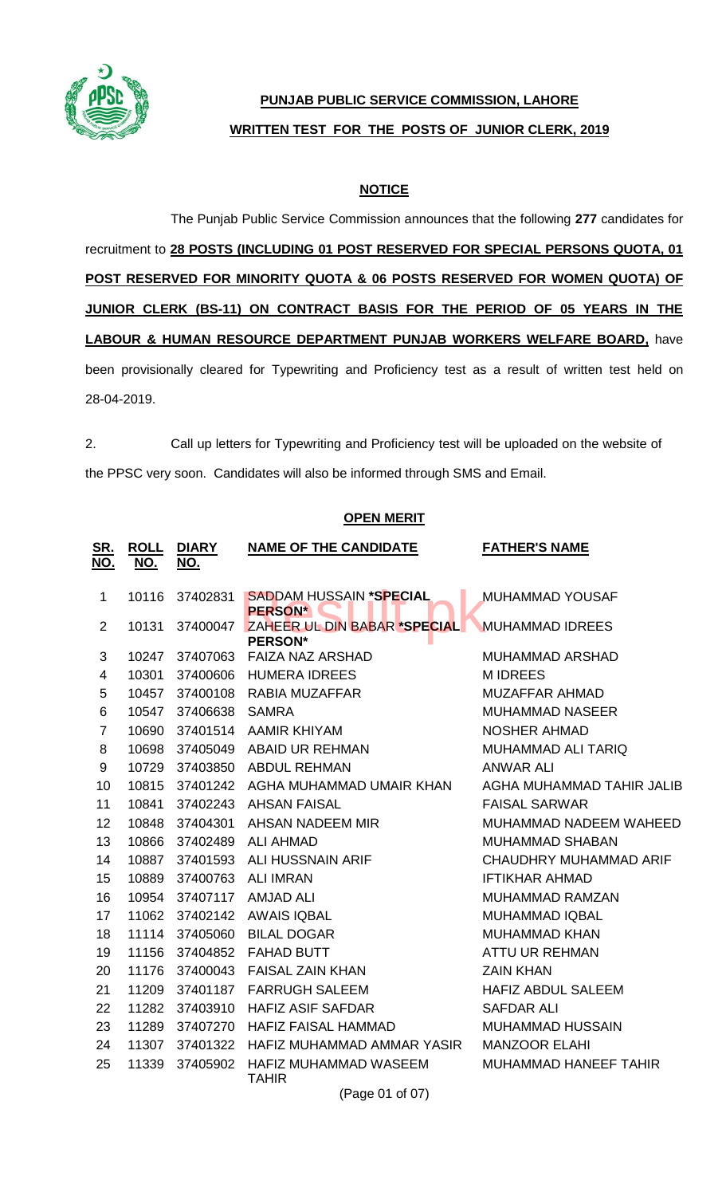**PUNJAB PUBLIC SERVICE COMMISSION, LAHORE**

**WRITTEN TEST FOR THE POSTS OF JUNIOR CLERK, 2019**

**NOTICE**

The Punjab Public Service Commission announces that the following **277** candidates for recruitment to **28 POSTS (INCLUDING 01 POST RESERVED FOR SPECIAL PERSONS QUOTA, 01 POST RESERVED FOR MINORITY QUOTA & 06 POSTS RESERVED FOR WOMEN QUOTA) OF JUNIOR CLERK (BS-11) ON CONTRACT BASIS FOR THE PERIOD OF 05 YEARS IN THE LABOUR & HUMAN RESOURCE DEPARTMENT PUNJAB WORKERS WELFARE BOARD,** have been provisionally cleared for Typewriting and Proficiency test as a result of written test held on 28-04-2019.

2. Call up letters for Typewriting and Proficiency test will be uploaded on the website of the PPSC very soon. Candidates will also be informed through SMS and Email.

**OPEN MERIT**

| SR. NO. | ROLL NO. | DIARY NO. | NAME OF THE CANDIDATE | FATHER'S NAME |
|---|---|---|---|---|
| 1 | 10116 | 37402831 | SADDAM HUSSAIN ***SPECIAL PERSON*** | MUHAMMAD YOUSAF |
| 2 | 10131 | 37400047 | ZAHEER UL DIN BABAR ***SPECIAL PERSON*** | MUHAMMAD IDREES |
| 3 | 10247 | 37407063 | FAIZA NAZ ARSHAD | MUHAMMAD ARSHAD |
| 4 | 10301 | 37400606 | HUMERA IDREES | M IDREES |
| 5 | 10457 | 37400108 | RABIA MUZAFFAR | MUZAFFAR AHMAD |
| 6 | 10547 | 37406638 | SAMRA | MUHAMMAD NASEER |
| 7 | 10690 | 37401514 | AAMIR KHIYAM | NOSHER AHMAD |
| 8 | 10698 | 37405049 | ABAID UR REHMAN | MUHAMMAD ALI TARIQ |
| 9 | 10729 | 37403850 | ABDUL REHMAN | ANWAR ALI |
| 10 | 10815 | 37401242 | AGHA MUHAMMAD UMAIR KHAN | AGHA MUHAMMAD TAHIR JALIB |
| 11 | 10841 | 37402243 | AHSAN FAISAL | FAISAL SARWAR |
| 12 | 10848 | 37404301 | AHSAN NADEEM MIR | MUHAMMAD NADEEM WAHEED |
| 13 | 10866 | 37402489 | ALI AHMAD | MUHAMMAD SHABAN |
| 14 | 10887 | 37401593 | ALI HUSSNAIN ARIF | CHAUDHRY MUHAMMAD ARIF |
| 15 | 10889 | 37400763 | ALI IMRAN | IFTIKHAR AHMAD |
| 16 | 10954 | 37407117 | AMJAD ALI | MUHAMMAD RAMZAN |
| 17 | 11062 | 37402142 | AWAIS IQBAL | MUHAMMAD IQBAL |
| 18 | 11114 | 37405060 | BILAL DOGAR | MUHAMMAD KHAN |
| 19 | 11156 | 37404852 | FAHAD BUTT | ATTU UR REHMAN |
| 20 | 11176 | 37400043 | FAISAL ZAIN KHAN | ZAIN KHAN |
| 21 | 11209 | 37401187 | FARRUGH SALEEM | HAFIZ ABDUL SALEEM |
| 22 | 11282 | 37403910 | HAFIZ ASIF SAFDAR | SAFDAR ALI |
| 23 | 11289 | 37407270 | HAFIZ FAISAL HAMMAD | MUHAMMAD HUSSAIN |
| 24 | 11307 | 37401322 | HAFIZ MUHAMMAD AMMAR YASIR | MANZOOR ELAHI |
| 25 | 11339 | 37405902 | HAFIZ MUHAMMAD WASEEM TAHIR | MUHAMMAD HANEEF TAHIR |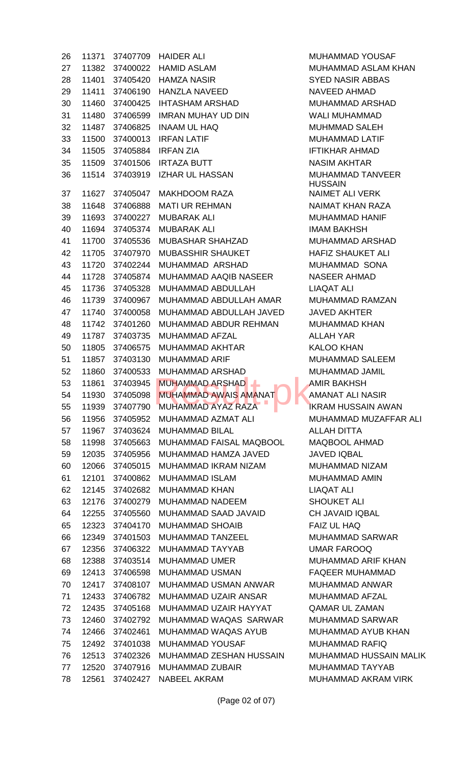| | | | | |
|---|---|---|---|---|
| 26 | 11371 | 37407709 | HAIDER ALI | MUHAMMAD YOUSAF |
| 27 | 11382 | 37400022 | HAMID ASLAM | MUHAMMAD ASLAM KHAN |
| 28 | 11401 | 37405420 | HAMZA NASIR | SYED NASIR ABBAS |
| 29 | 11411 | 37406190 | HANZLA NAVEED | NAVEED AHMAD |
| 30 | 11460 | 37400425 | IHTASHAM ARSHAD | MUHAMMAD ARSHAD |
| 31 | 11480 | 37406599 | IMRAN MUHAY UD DIN | WALI MUHAMMAD |
| 32 | 11487 | 37406825 | INAAM UL HAQ | MUHMMAD SALEH |
| 33 | 11500 | 37400013 | IRFAN LATIF | MUHAMMAD LATIF |
| 34 | 11505 | 37405884 | IRFAN ZIA | IFTIKHAR AHMAD |
| 35 | 11509 | 37401506 | IRTAZA BUTT | NASIM AKHTAR |
| 36 | 11514 | 37403919 | IZHAR UL HASSAN | MUHAMMAD TANVEER HUSSAIN |
| 37 | 11627 | 37405047 | MAKHDOOM RAZA | NAIMET ALI VERK |
| 38 | 11648 | 37406888 | MATI UR REHMAN | NAIMAT KHAN RAZA |
| 39 | 11693 | 37400227 | MUBARAK ALI | MUHAMMAD HANIF |
| 40 | 11694 | 37405374 | MUBARAK ALI | IMAM BAKHSH |
| 41 | 11700 | 37405536 | MUBASHAR SHAHZAD | MUHAMMAD ARSHAD |
| 42 | 11705 | 37407970 | MUBASSHIR SHAUKET | HAFIZ SHAUKET ALI |
| 43 | 11720 | 37402244 | MUHAMMAD ARSHAD | MUHAMMAD SONA |
| 44 | 11728 | 37405874 | MUHAMMAD AAQIB NASEER | NASEER AHMAD |
| 45 | 11736 | 37405328 | MUHAMMAD ABDULLAH | LIAQAT ALI |
| 46 | 11739 | 37400967 | MUHAMMAD ABDULLAH AMAR | MUHAMMAD RAMZAN |
| 47 | 11740 | 37400058 | MUHAMMAD ABDULLAH JAVED | JAVED AKHTER |
| 48 | 11742 | 37401260 | MUHAMMAD ABDUR REHMAN | MUHAMMAD KHAN |
| 49 | 11787 | 37403735 | MUHAMMAD AFZAL | ALLAH YAR |
| 50 | 11805 | 37406575 | MUHAMMAD AKHTAR | KALOO KHAN |
| 51 | 11857 | 37403130 | MUHAMMAD ARIF | MUHAMMAD SALEEM |
| 52 | 11860 | 37400533 | MUHAMMAD ARSHAD | MUHAMMAD JAMIL |
| 53 | 11861 | 37403945 | MUHAMMAD ARSHAD | AMIR BAKHSH |
| 54 | 11930 | 37405098 | MUHAMMAD AWAIS AMANAT | AMANAT ALI NASIR |
| 55 | 11939 | 37407790 | MUHAMMAD AYAZ RAZA | IKRAM HUSSAIN AWAN |
| 56 | 11956 | 37405952 | MUHAMMAD AZMAT ALI | MUHAMMAD MUZAFFAR ALI |
| 57 | 11967 | 37403624 | MUHAMMAD BILAL | ALLAH DITTA |
| 58 | 11998 | 37405663 | MUHAMMAD FAISAL MAQBOOL | MAQBOOL AHMAD |
| 59 | 12035 | 37405956 | MUHAMMAD HAMZA JAVED | JAVED IQBAL |
| 60 | 12066 | 37405015 | MUHAMMAD IKRAM NIZAM | MUHAMMAD NIZAM |
| 61 | 12101 | 37400862 | MUHAMMAD ISLAM | MUHAMMAD AMIN |
| 62 | 12145 | 37402682 | MUHAMMAD KHAN | LIAQAT ALI |
| 63 | 12176 | 37400279 | MUHAMMAD NADEEM | SHOUKET ALI |
| 64 | 12255 | 37405560 | MUHAMMAD SAAD JAVAID | CH JAVAID IQBAL |
| 65 | 12323 | 37404170 | MUHAMMAD SHOAIB | FAIZ UL HAQ |
| 66 | 12349 | 37401503 | MUHAMMAD TANZEEL | MUHAMMAD SARWAR |
| 67 | 12356 | 37406322 | MUHAMMAD TAYYAB | UMAR FAROOQ |
| 68 | 12388 | 37403514 | MUHAMMAD UMER | MUHAMMAD ARIF KHAN |
| 69 | 12413 | 37406598 | MUHAMMAD USMAN | FAQEER MUHAMMAD |
| 70 | 12417 | 37408107 | MUHAMMAD USMAN ANWAR | MUHAMMAD ANWAR |
| 71 | 12433 | 37406782 | MUHAMMAD UZAIR ANSAR | MUHAMMAD AFZAL |
| 72 | 12435 | 37405168 | MUHAMMAD UZAIR HAYYAT | QAMAR UL ZAMAN |
| 73 | 12460 | 37402792 | MUHAMMAD WAQAS SARWAR | MUHAMMAD SARWAR |
| 74 | 12466 | 37402461 | MUHAMMAD WAQAS AYUB | MUHAMMAD AYUB KHAN |
| 75 | 12492 | 37401038 | MUHAMMAD YOUSAF | MUHAMMAD RAFIQ |
| 76 | 12513 | 37402326 | MUHAMMAD ZESHAN HUSSAIN | MUHAMMAD HUSSAIN MALIK |
| 77 | 12520 | 37407916 | MUHAMMAD ZUBAIR | MUHAMMAD TAYYAB |
| 78 | 12561 | 37402427 | NABEEL AKRAM | MUHAMMAD AKRAM VIRK |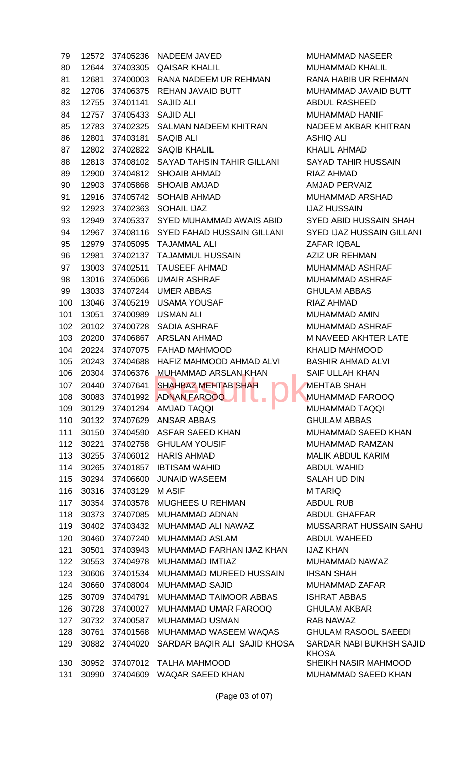| 79 | 12572 | 37405236 | NADEEM JAVED | MUHAMMAD NASEER |
|---|---|---|---|---|
| 80 | 12644 | 37403305 | QAISAR KHALIL | MUHAMMAD KHALIL |
| 81 | 12681 | 37400003 | RANA NADEEM UR REHMAN | RANA HABIB UR REHMAN |
| 82 | 12706 | 37406375 | REHAN JAVAID BUTT | MUHAMMAD JAVAID BUTT |
| 83 | 12755 | 37401141 | SAJID ALI | ABDUL RASHEED |
| 84 | 12757 | 37405433 | SAJID ALI | MUHAMMAD HANIF |
| 85 | 12783 | 37402325 | SALMAN NADEEM KHITRAN | NADEEM AKBAR KHITRAN |
| 86 | 12801 | 37403181 | SAQIB ALI | ASHIQ ALI |
| 87 | 12802 | 37402822 | SAQIB KHALIL | KHALIL AHMAD |
| 88 | 12813 | 37408102 | SAYAD TAHSIN TAHIR GILLANI | SAYAD TAHIR HUSSAIN |
| 89 | 12900 | 37404812 | SHOAIB AHMAD | RIAZ AHMAD |
| 90 | 12903 | 37405868 | SHOAIB AMJAD | AMJAD PERVAIZ |
| 91 | 12916 | 37405742 | SOHAIB AHMAD | MUHAMMAD ARSHAD |
| 92 | 12923 | 37402363 | SOHAIL IJAZ | IJAZ HUSSAIN |
| 93 | 12949 | 37405337 | SYED MUHAMMAD AWAIS ABID | SYED ABID HUSSAIN SHAH |
| 94 | 12967 | 37408116 | SYED FAHAD HUSSAIN GILLANI | SYED IJAZ HUSSAIN GILLANI |
| 95 | 12979 | 37405095 | TAJAMMAL ALI | ZAFAR IQBAL |
| 96 | 12981 | 37402137 | TAJAMMUL HUSSAIN | AZIZ UR REHMAN |
| 97 | 13003 | 37402511 | TAUSEEF AHMAD | MUHAMMAD ASHRAF |
| 98 | 13016 | 37405066 | UMAIR ASHRAF | MUHAMMAD ASHRAF |
| 99 | 13033 | 37407244 | UMER ABBAS | GHULAM ABBAS |
| 100 | 13046 | 37405219 | USAMA YOUSAF | RIAZ AHMAD |
| 101 | 13051 | 37400989 | USMAN ALI | MUHAMMAD AMIN |
| 102 | 20102 | 37400728 | SADIA ASHRAF | MUHAMMAD ASHRAF |
| 103 | 20200 | 37406867 | ARSLAN AHMAD | M NAVEED AKHTER LATE |
| 104 | 20224 | 37407075 | FAHAD MAHMOOD | KHALID MAHMOOD |
| 105 | 20243 | 37404688 | HAFIZ MAHMOOD AHMAD ALVI | BASHIR AHMAD ALVI |
| 106 | 20304 | 37406376 | MUHAMMAD ARSLAN KHAN | SAIF ULLAH KHAN |
| 107 | 20440 | 37407641 | SHAHBAZ MEHTAB SHAH | MEHTAB SHAH |
| 108 | 30083 | 37401992 | ADNAN FAROOQ | MUHAMMAD FAROOQ |
| 109 | 30129 | 37401294 | AMJAD TAQQI | MUHAMMAD TAQQI |
| 110 | 30132 | 37407629 | ANSAR ABBAS | GHULAM ABBAS |
| 111 | 30150 | 37404590 | ASFAR SAEED KHAN | MUHAMMAD SAEED KHAN |
| 112 | 30221 | 37402758 | GHULAM YOUSIF | MUHAMMAD RAMZAN |
| 113 | 30255 | 37406012 | HARIS AHMAD | MALIK ABDUL KARIM |
| 114 | 30265 | 37401857 | IBTISAM WAHID | ABDUL WAHID |
| 115 | 30294 | 37406600 | JUNAID WASEEM | SALAH UD DIN |
| 116 | 30316 | 37403129 | M ASIF | M TARIQ |
| 117 | 30354 | 37403578 | MUGHEES U REHMAN | ABDUL RUB |
| 118 | 30373 | 37407085 | MUHAMMAD ADNAN | ABDUL GHAFFAR |
| 119 | 30402 | 37403432 | MUHAMMAD ALI NAWAZ | MUSSARRAT HUSSAIN SAHU |
| 120 | 30460 | 37407240 | MUHAMMAD ASLAM | ABDUL WAHEED |
| 121 | 30501 | 37403943 | MUHAMMAD FARHAN IJAZ KHAN | IJAZ KHAN |
| 122 | 30553 | 37404978 | MUHAMMAD IMTIAZ | MUHAMMAD NAWAZ |
| 123 | 30606 | 37401534 | MUHAMMAD MUREED HUSSAIN | IHSAN SHAH |
| 124 | 30660 | 37408004 | MUHAMMAD SAJID | MUHAMMAD ZAFAR |
| 125 | 30709 | 37404791 | MUHAMMAD TAIMOOR ABBAS | ISHRAT ABBAS |
| 126 | 30728 | 37400027 | MUHAMMAD UMAR FAROOQ | GHULAM AKBAR |
| 127 | 30732 | 37400587 | MUHAMMAD USMAN | RAB NAWAZ |
| 128 | 30761 | 37401568 | MUHAMMAD WASEEM WAQAS | GHULAM RASOOL SAEEDI |
| 129 | 30882 | 37404020 | SARDAR BAQIR ALI SAJID KHOSA | SARDAR NABI BUKHSH SAJID KHOSA |
| 130 | 30952 | 37407012 | TALHA MAHMOOD | SHEIKH NASIR MAHMOOD |
| 131 | 30990 | 37404609 | WAQAR SAEED KHAN | MUHAMMAD SAEED KHAN |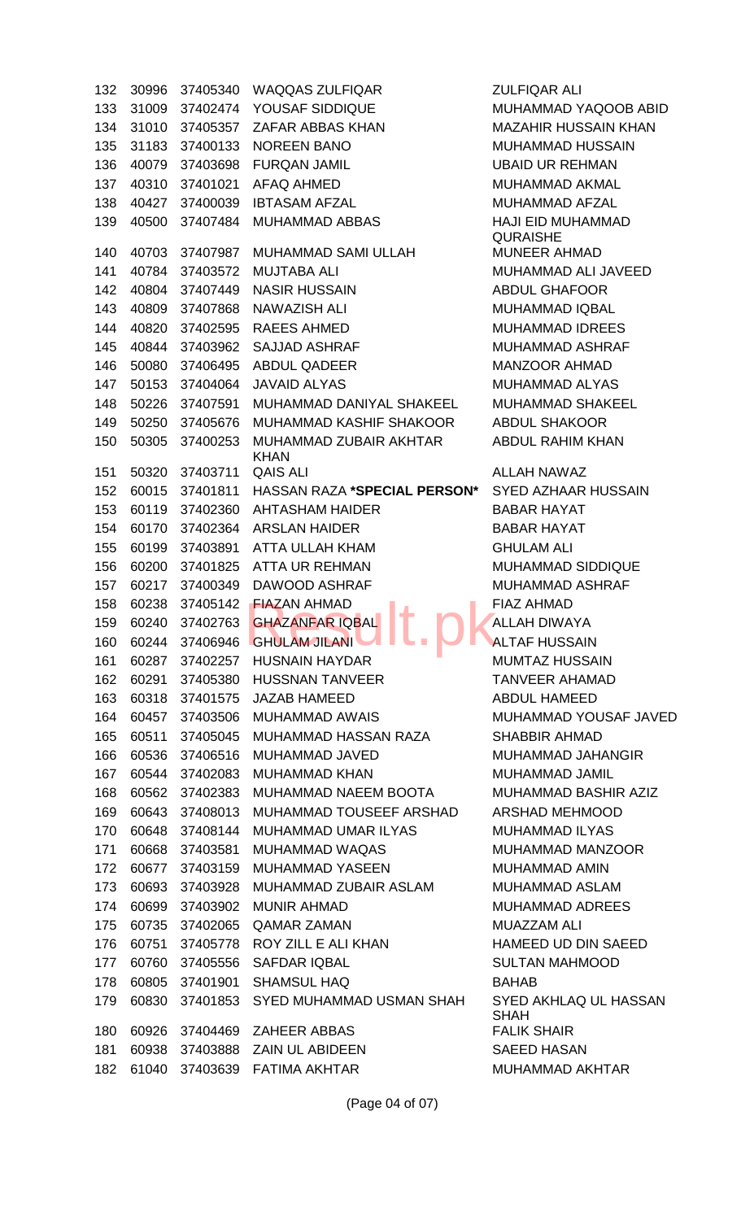| | | | | |
|---|---|---|---|---|
| 132 | 30996 | 37405340 | WAQQAS ZULFIQAR | ZULFIQAR ALI |
| 133 | 31009 | 37402474 | YOUSAF SIDDIQUE | MUHAMMAD YAQOOB ABID |
| 134 | 31010 | 37405357 | ZAFAR ABBAS KHAN | MAZAHIR HUSSAIN KHAN |
| 135 | 31183 | 37400133 | NOREEN BANO | MUHAMMAD HUSSAIN |
| 136 | 40079 | 37403698 | FURQAN JAMIL | UBAID UR REHMAN |
| 137 | 40310 | 37401021 | AFAQ AHMED | MUHAMMAD AKMAL |
| 138 | 40427 | 37400039 | IBTASAM AFZAL | MUHAMMAD AFZAL |
| 139 | 40500 | 37407484 | MUHAMMAD ABBAS | HAJI EID MUHAMMAD QURAISHE |
| 140 | 40703 | 37407987 | MUHAMMAD SAMI ULLAH | MUNEER AHMAD |
| 141 | 40784 | 37403572 | MUJTABA ALI | MUHAMMAD ALI JAVEED |
| 142 | 40804 | 37407449 | NASIR HUSSAIN | ABDUL GHAFOOR |
| 143 | 40809 | 37407868 | NAWAZISH ALI | MUHAMMAD IQBAL |
| 144 | 40820 | 37402595 | RAEES AHMED | MUHAMMAD IDREES |
| 145 | 40844 | 37403962 | SAJJAD ASHRAF | MUHAMMAD ASHRAF |
| 146 | 50080 | 37406495 | ABDUL QADEER | MANZOOR AHMAD |
| 147 | 50153 | 37404064 | JAVAID ALYAS | MUHAMMAD ALYAS |
| 148 | 50226 | 37407591 | MUHAMMAD DANIYAL SHAKEEL | MUHAMMAD SHAKEEL |
| 149 | 50250 | 37405676 | MUHAMMAD KASHIF SHAKOOR | ABDUL SHAKOOR |
| 150 | 50305 | 37400253 | MUHAMMAD ZUBAIR AKHTAR KHAN | ABDUL RAHIM KHAN |
| 151 | 50320 | 37403711 | QAIS ALI | ALLAH NAWAZ |
| 152 | 60015 | 37401811 | HASSAN RAZA **\*SPECIAL PERSON\*** | SYED AZHAAR HUSSAIN |
| 153 | 60119 | 37402360 | AHTASHAM HAIDER | BABAR HAYAT |
| 154 | 60170 | 37402364 | ARSLAN HAIDER | BABAR HAYAT |
| 155 | 60199 | 37403891 | ATTA ULLAH KHAM | GHULAM ALI |
| 156 | 60200 | 37401825 | ATTA UR REHMAN | MUHAMMAD SIDDIQUE |
| 157 | 60217 | 37400349 | DAWOOD ASHRAF | MUHAMMAD ASHRAF |
| 158 | 60238 | 37405142 | FIAZAN AHMAD | FIAZ AHMAD |
| 159 | 60240 | 37402763 | GHAZANFAR IQBAL | ALLAH DIWAYA |
| 160 | 60244 | 37406946 | GHULAM JILANI | ALTAF HUSSAIN |
| 161 | 60287 | 37402257 | HUSNAIN HAYDAR | MUMTAZ HUSSAIN |
| 162 | 60291 | 37405380 | HUSSNAN TANVEER | TANVEER AHAMAD |
| 163 | 60318 | 37401575 | JAZAB HAMEED | ABDUL HAMEED |
| 164 | 60457 | 37403506 | MUHAMMAD AWAIS | MUHAMMAD YOUSAF JAVED |
| 165 | 60511 | 37405045 | MUHAMMAD HASSAN RAZA | SHABBIR AHMAD |
| 166 | 60536 | 37406516 | MUHAMMAD JAVED | MUHAMMAD JAHANGIR |
| 167 | 60544 | 37402083 | MUHAMMAD KHAN | MUHAMMAD JAMIL |
| 168 | 60562 | 37402383 | MUHAMMAD NAEEM BOOTA | MUHAMMAD BASHIR AZIZ |
| 169 | 60643 | 37408013 | MUHAMMAD TOUSEEF ARSHAD | ARSHAD MEHMOOD |
| 170 | 60648 | 37408144 | MUHAMMAD UMAR ILYAS | MUHAMMAD ILYAS |
| 171 | 60668 | 37403581 | MUHAMMAD WAQAS | MUHAMMAD MANZOOR |
| 172 | 60677 | 37403159 | MUHAMMAD YASEEN | MUHAMMAD AMIN |
| 173 | 60693 | 37403928 | MUHAMMAD ZUBAIR ASLAM | MUHAMMAD ASLAM |
| 174 | 60699 | 37403902 | MUNIR AHMAD | MUHAMMAD ADREES |
| 175 | 60735 | 37402065 | QAMAR ZAMAN | MUAZZAM ALI |
| 176 | 60751 | 37405778 | ROY ZILL E ALI KHAN | HAMEED UD DIN SAEED |
| 177 | 60760 | 37405556 | SAFDAR IQBAL | SULTAN MAHMOOD |
| 178 | 60805 | 37401901 | SHAMSUL HAQ | BAHAB |
| 179 | 60830 | 37401853 | SYED MUHAMMAD USMAN SHAH | SYED AKHLAQ UL HASSAN SHAH |
| 180 | 60926 | 37404469 | ZAHEER ABBAS | FALIK SHAIR |
| 181 | 60938 | 37403888 | ZAIN UL ABIDEEN | SAEED HASAN |
| 182 | 61040 | 37403639 | FATIMA AKHTAR | MUHAMMAD AKHTAR |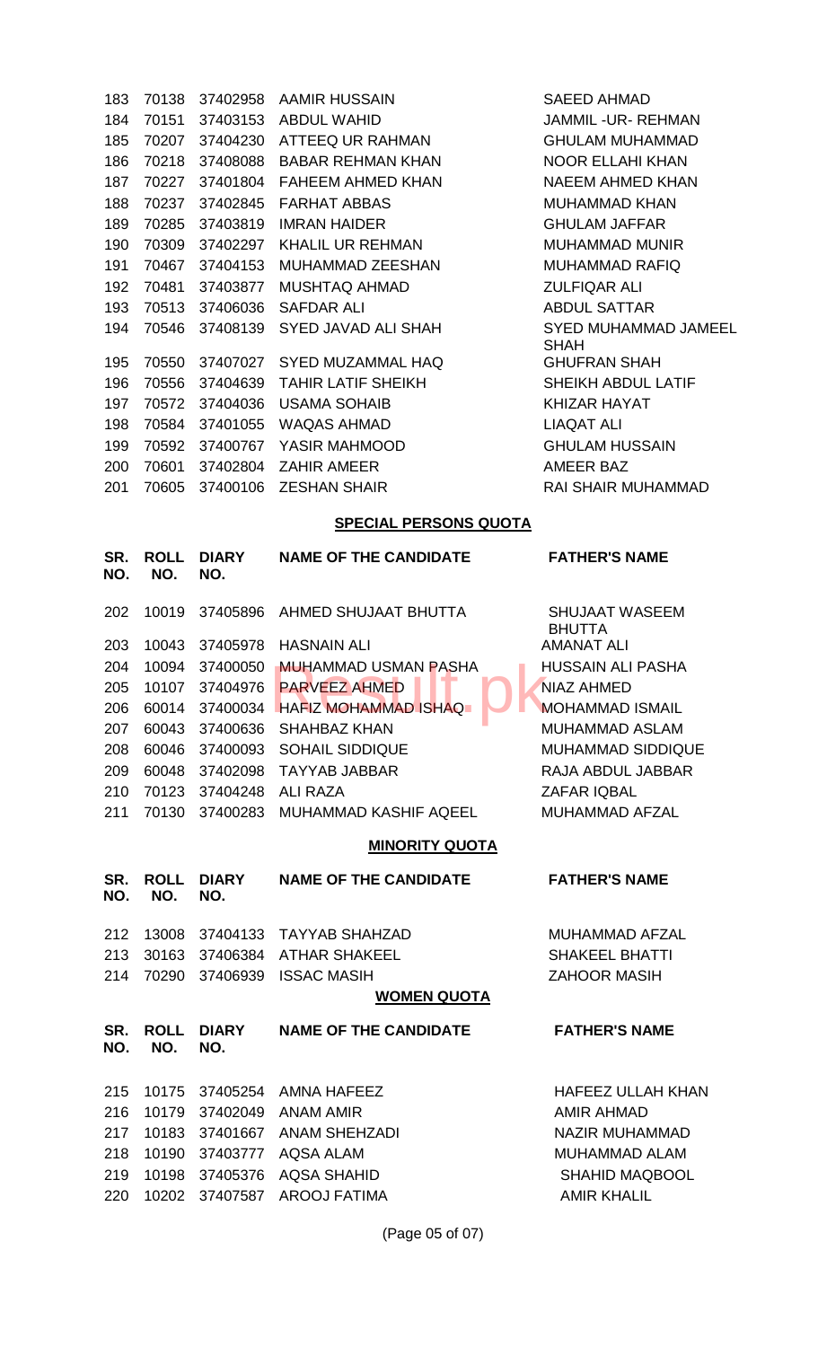| SR. NO. | ROLL NO. | DIARY NO. | NAME OF THE CANDIDATE | FATHER'S NAME |
|---|---|---|---|---|
| 183 | 70138 | 37402958 | AAMIR HUSSAIN | SAEED AHMAD |
| 184 | 70151 | 37403153 | ABDUL WAHID | JAMMIL -UR- REHMAN |
| 185 | 70207 | 37404230 | ATTEEQ UR RAHMAN | GHULAM MUHAMMAD |
| 186 | 70218 | 37408088 | BABAR REHMAN KHAN | NOOR ELLAHI KHAN |
| 187 | 70227 | 37401804 | FAHEEM AHMED KHAN | NAEEM AHMED KHAN |
| 188 | 70237 | 37402845 | FARHAT ABBAS | MUHAMMAD KHAN |
| 189 | 70285 | 37403819 | IMRAN HAIDER | GHULAM JAFFAR |
| 190 | 70309 | 37402297 | KHALIL UR REHMAN | MUHAMMAD MUNIR |
| 191 | 70467 | 37404153 | MUHAMMAD ZEESHAN | MUHAMMAD RAFIQ |
| 192 | 70481 | 37403877 | MUSHTAQ AHMAD | ZULFIQAR ALI |
| 193 | 70513 | 37406036 | SAFDAR ALI | ABDUL SATTAR |
| 194 | 70546 | 37408139 | SYED JAVAD ALI SHAH | SYED MUHAMMAD JAMEEL SHAH |
| 195 | 70550 | 37407027 | SYED MUZAMMAL HAQ | GHUFRAN SHAH |
| 196 | 70556 | 37404639 | TAHIR LATIF SHEIKH | SHEIKH ABDUL LATIF |
| 197 | 70572 | 37404036 | USAMA SOHAIB | KHIZAR HAYAT |
| 198 | 70584 | 37401055 | WAQAS AHMAD | LIAQAT ALI |
| 199 | 70592 | 37400767 | YASIR MAHMOOD | GHULAM HUSSAIN |
| 200 | 70601 | 37402804 | ZAHIR AMEER | AMEER BAZ |
| 201 | 70605 | 37400106 | ZESHAN SHAIR | RAI SHAIR MUHAMMAD |

**SPECIAL PERSONS QUOTA**

| SR. NO. | ROLL NO. | DIARY NO. | NAME OF THE CANDIDATE | FATHER'S NAME |
|---|---|---|---|---|
| 202 | 10019 | 37405896 | AHMED SHUJAAT BHUTTA | SHUJAAT WASEEM BHUTTA |
| 203 | 10043 | 37405978 | HASNAIN ALI | AMANAT ALI |
| 204 | 10094 | 37400050 | MUHAMMAD USMAN PASHA | HUSSAIN ALI PASHA |
| 205 | 10107 | 37404976 | PARVEEZ AHMED | NIAZ AHMED |
| 206 | 60014 | 37400034 | HAFIZ MOHAMMAD ISHAQ | MOHAMMAD ISMAIL |
| 207 | 60043 | 37400636 | SHAHBAZ KHAN | MUHAMMAD ASLAM |
| 208 | 60046 | 37400093 | SOHAIL SIDDIQUE | MUHAMMAD SIDDIQUE |
| 209 | 60048 | 37402098 | TAYYAB JABBAR | RAJA ABDUL JABBAR |
| 210 | 70123 | 37404248 | ALI RAZA | ZAFAR IQBAL |
| 211 | 70130 | 37400283 | MUHAMMAD KASHIF AQEEL | MUHAMMAD AFZAL |

**MINORITY QUOTA**

| SR. NO. | ROLL NO. | DIARY NO. | NAME OF THE CANDIDATE | FATHER'S NAME |
|---|---|---|---|---|
| 212 | 13008 | 37404133 | TAYYAB SHAHZAD | MUHAMMAD AFZAL |
| 213 | 30163 | 37406384 | ATHAR SHAKEEL | SHAKEEL BHATTI |
| 214 | 70290 | 37406939 | ISSAC MASIH | ZAHOOR MASIH |

**WOMEN QUOTA**

| SR. NO. | ROLL NO. | DIARY NO. | NAME OF THE CANDIDATE | FATHER'S NAME |
|---|---|---|---|---|
| 215 | 10175 | 37405254 | AMNA HAFEEZ | HAFEEZ ULLAH KHAN |
| 216 | 10179 | 37402049 | ANAM AMIR | AMIR AHMAD |
| 217 | 10183 | 37401667 | ANAM SHEHZADI | NAZIR MUHAMMAD |
| 218 | 10190 | 37403777 | AQSA ALAM | MUHAMMAD ALAM |
| 219 | 10198 | 37405376 | AQSA SHAHID | SHAHID MAQBOOL |
| 220 | 10202 | 37407587 | AROOJ FATIMA | AMIR KHALIL |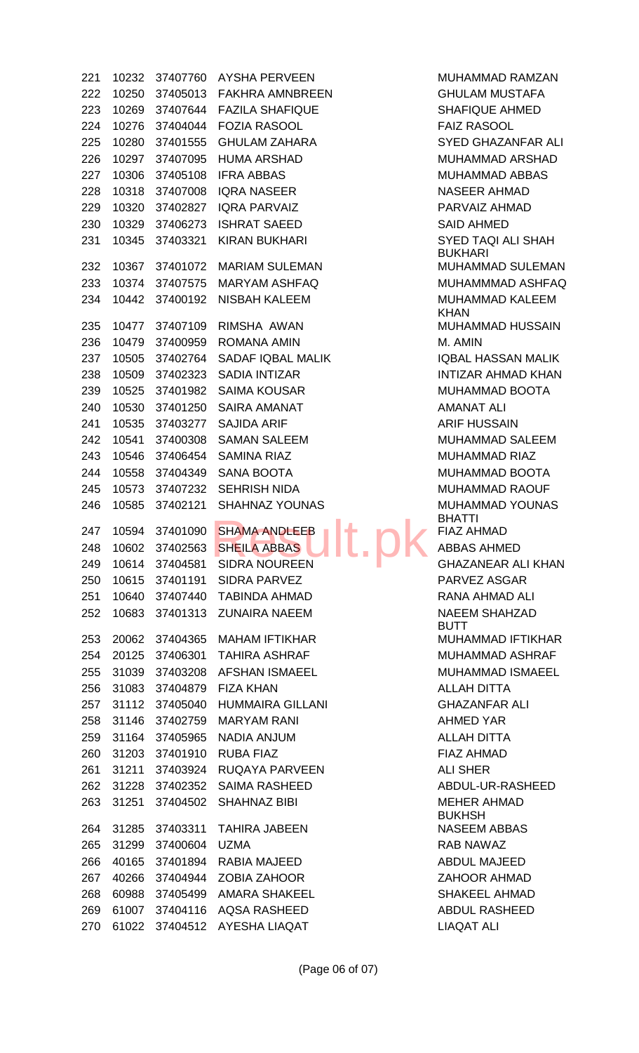| | | | | |
|---|---|---|---|---|
| 221 | 10232 | 37407760 | AYSHA PERVEEN | MUHAMMAD RAMZAN |
| 222 | 10250 | 37405013 | FAKHRA AMNBREEN | GHULAM MUSTAFA |
| 223 | 10269 | 37407644 | FAZILA SHAFIQUE | SHAFIQUE AHMED |
| 224 | 10276 | 37404044 | FOZIA RASOOL | FAIZ RASOOL |
| 225 | 10280 | 37401555 | GHULAM ZAHARA | SYED GHAZANFAR ALI |
| 226 | 10297 | 37407095 | HUMA ARSHAD | MUHAMMAD ARSHAD |
| 227 | 10306 | 37405108 | IFRA ABBAS | MUHAMMAD ABBAS |
| 228 | 10318 | 37407008 | IQRA NASEER | NASEER AHMAD |
| 229 | 10320 | 37402827 | IQRA PARVAIZ | PARVAIZ AHMAD |
| 230 | 10329 | 37406273 | ISHRAT SAEED | SAID AHMED |
| 231 | 10345 | 37403321 | KIRAN BUKHARI | SYED TAQI ALI SHAH BUKHARI |
| 232 | 10367 | 37401072 | MARIAM SULEMAN | MUHAMMAD SULEMAN |
| 233 | 10374 | 37407575 | MARYAM ASHFAQ | MUHAMMMAD ASHFAQ |
| 234 | 10442 | 37400192 | NISBAH KALEEM | MUHAMMAD KALEEM KHAN |
| 235 | 10477 | 37407109 | RIMSHA AWAN | MUHAMMAD HUSSAIN |
| 236 | 10479 | 37400959 | ROMANA AMIN | M. AMIN |
| 237 | 10505 | 37402764 | SADAF IQBAL MALIK | IQBAL HASSAN MALIK |
| 238 | 10509 | 37402323 | SADIA INTIZAR | INTIZAR AHMAD KHAN |
| 239 | 10525 | 37401982 | SAIMA KOUSAR | MUHAMMAD BOOTA |
| 240 | 10530 | 37401250 | SAIRA AMANAT | AMANAT ALI |
| 241 | 10535 | 37403277 | SAJIDA ARIF | ARIF HUSSAIN |
| 242 | 10541 | 37400308 | SAMAN SALEEM | MUHAMMAD SALEEM |
| 243 | 10546 | 37406454 | SAMINA RIAZ | MUHAMMAD RIAZ |
| 244 | 10558 | 37404349 | SANA BOOTA | MUHAMMAD BOOTA |
| 245 | 10573 | 37407232 | SEHRISH NIDA | MUHAMMAD RAOUF |
| 246 | 10585 | 37402121 | SHAHNAZ YOUNAS | MUHAMMAD YOUNAS BHATTI |
| 247 | 10594 | 37401090 | SHAMA ANDLEEB | FIAZ AHMAD |
| 248 | 10602 | 37402563 | SHEILA ABBAS | ABBAS AHMED |
| 249 | 10614 | 37404581 | SIDRA NOUREEN | GHAZANEAR ALI KHAN |
| 250 | 10615 | 37401191 | SIDRA PARVEZ | PARVEZ ASGAR |
| 251 | 10640 | 37407440 | TABINDA AHMAD | RANA AHMAD ALI |
| 252 | 10683 | 37401313 | ZUNAIRA NAEEM | NAEEM SHAHZAD BUTT |
| 253 | 20062 | 37404365 | MAHAM IFTIKHAR | MUHAMMAD IFTIKHAR |
| 254 | 20125 | 37406301 | TAHIRA ASHRAF | MUHAMMAD ASHRAF |
| 255 | 31039 | 37403208 | AFSHAN ISMAEEL | MUHAMMAD ISMAEEL |
| 256 | 31083 | 37404879 | FIZA KHAN | ALLAH DITTA |
| 257 | 31112 | 37405040 | HUMMAIRA GILLANI | GHAZANFAR ALI |
| 258 | 31146 | 37402759 | MARYAM RANI | AHMED YAR |
| 259 | 31164 | 37405965 | NADIA ANJUM | ALLAH DITTA |
| 260 | 31203 | 37401910 | RUBA FIAZ | FIAZ AHMAD |
| 261 | 31211 | 37403924 | RUQAYA PARVEEN | ALI SHER |
| 262 | 31228 | 37402352 | SAIMA RASHEED | ABDUL-UR-RASHEED |
| 263 | 31251 | 37404502 | SHAHNAZ BIBI | MEHER AHMAD BUKHSH |
| 264 | 31285 | 37403311 | TAHIRA JABEEN | NASEEM ABBAS |
| 265 | 31299 | 37400604 | UZMA | RAB NAWAZ |
| 266 | 40165 | 37401894 | RABIA MAJEED | ABDUL MAJEED |
| 267 | 40266 | 37404944 | ZOBIA ZAHOOR | ZAHOOR AHMAD |
| 268 | 60988 | 37405499 | AMARA SHAKEEL | SHAKEEL AHMAD |
| 269 | 61007 | 37404116 | AQSA RASHEED | ABDUL RASHEED |
| 270 | 61022 | 37404512 | AYESHA LIAQAT | LIAQAT ALI |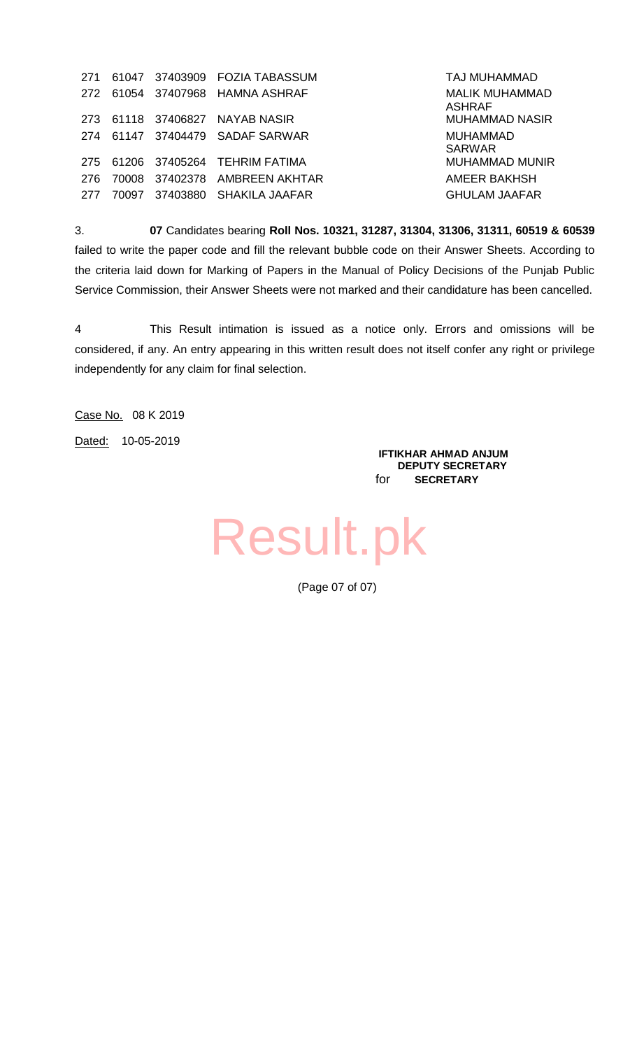| | | | | |
|---|---|---|---|---|
| 271 | 61047 | 37403909 | FOZIA TABASSUM | TAJ MUHAMMAD |
| 272 | 61054 | 37407968 | HAMNA ASHRAF | MALIK MUHAMMAD ASHRAF |
| 273 | 61118 | 37406827 | NAYAB NASIR | MUHAMMAD NASIR |
| 274 | 61147 | 37404479 | SADAF SARWAR | MUHAMMAD SARWAR |
| 275 | 61206 | 37405264 | TEHRIM FATIMA | MUHAMMAD MUNIR |
| 276 | 70008 | 37402378 | AMBREEN AKHTAR | AMEER BAKHSH |
| 277 | 70097 | 37403880 | SHAKILA JAAFAR | GHULAM JAAFAR |

3. **07** Candidates bearing **Roll Nos. 10321, 31287, 31304, 31306, 31311, 60519 & 60539** failed to write the paper code and fill the relevant bubble code on their Answer Sheets. According to the criteria laid down for Marking of Papers in the Manual of Policy Decisions of the Punjab Public Service Commission, their Answer Sheets were not marked and their candidature has been cancelled.

4 This Result intimation is issued as a notice only. Errors and omissions will be considered, if any. An entry appearing in this written result does not itself confer any right or privilege independently for any claim for final selection.

Case No. 08 K 2019

Dated: 10-05-2019

**IFTIKHAR AHMAD ANJUM**
**DEPUTY SECRETARY**
for **SECRETARY**

Result.pk